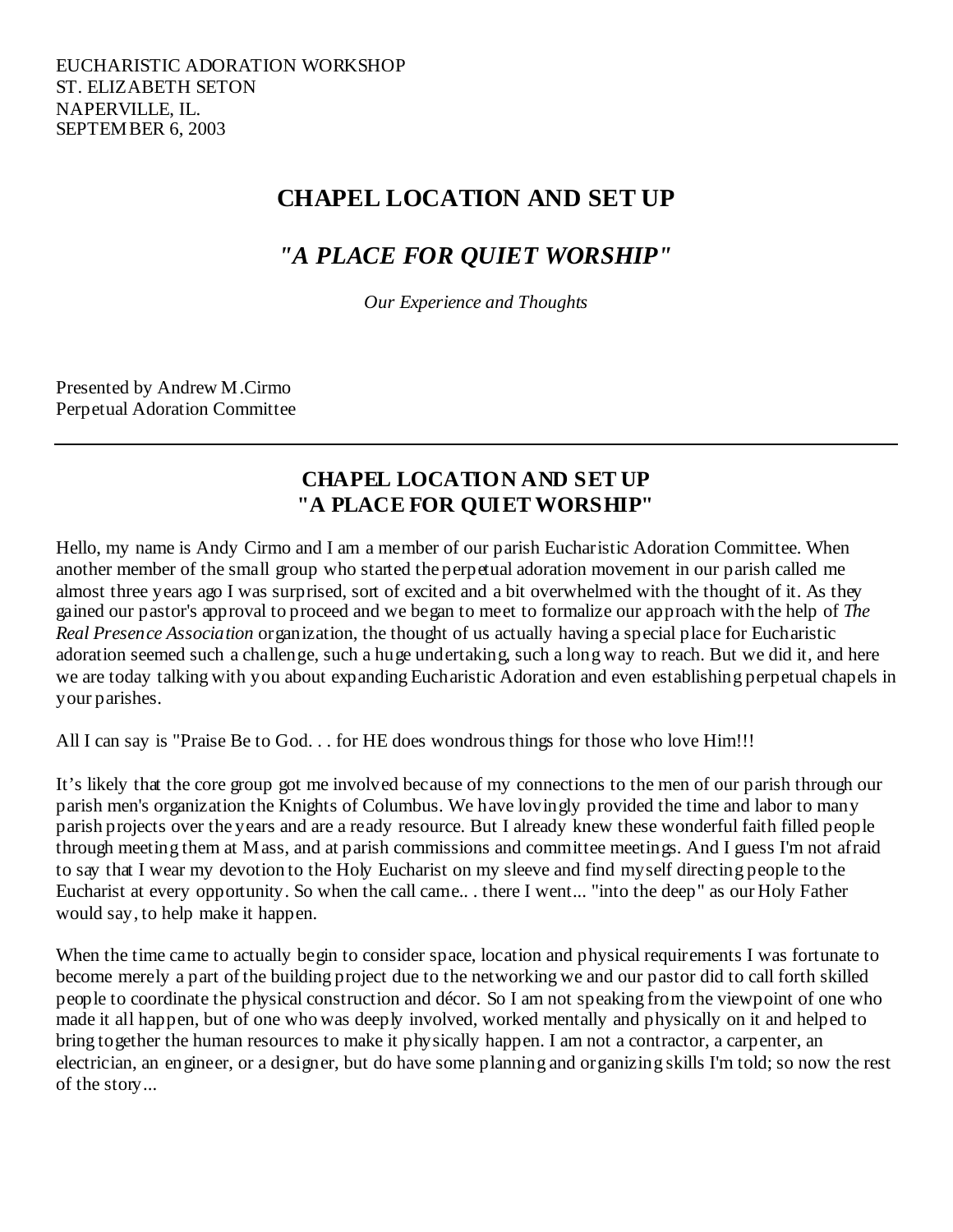EUCHARISTIC ADORATION WORKSHOP
ST. ELIZABETH SETON
NAPERVILLE, IL.
SEPTEMBER 6, 2003

# CHAPEL LOCATION AND SET UP

## *"A PLACE FOR QUIET WORSHIP"*

*Our Experience and Thoughts*

Presented by Andrew M.Cirmo
Perpetual Adoration Committee

---

### CHAPEL LOCATION AND SET UP
### "A PLACE FOR QUIET WORSHIP"

Hello, my name is Andy Cirmo and I am a member of our parish Eucharistic Adoration Committee. When another member of the small group who started the perpetual adoration movement in our parish called me almost three years ago I was surprised, sort of excited and a bit overwhelmed with the thought of it. As they gained our pastor's approval to proceed and we began to meet to formalize our approach with the help of *The Real Presence Association* organization, the thought of us actually having a special place for Eucharistic adoration seemed such a challenge, such a huge undertaking, such a long way to reach. But we did it, and here we are today talking with you about expanding Eucharistic Adoration and even establishing perpetual chapels in your parishes.

All I can say is "Praise Be to God. . . for HE does wondrous things for those who love Him!!!

It's likely that the core group got me involved because of my connections to the men of our parish through our parish men's organization the Knights of Columbus. We have lovingly provided the time and labor to many parish projects over the years and are a ready resource. But I already knew these wonderful faith filled people through meeting them at Mass, and at parish commissions and committee meetings. And I guess I'm not afraid to say that I wear my devotion to the Holy Eucharist on my sleeve and find myself directing people to the Eucharist at every opportunity. So when the call came.. . there I went... "into the deep" as our Holy Father would say, to help make it happen.

When the time came to actually begin to consider space, location and physical requirements I was fortunate to become merely a part of the building project due to the networking we and our pastor did to call forth skilled people to coordinate the physical construction and décor. So I am not speaking from the viewpoint of one who made it all happen, but of one who was deeply involved, worked mentally and physically on it and helped to bring together the human resources to make it physically happen. I am not a contractor, a carpenter, an electrician, an engineer, or a designer, but do have some planning and organizing skills I'm told; so now the rest of the story...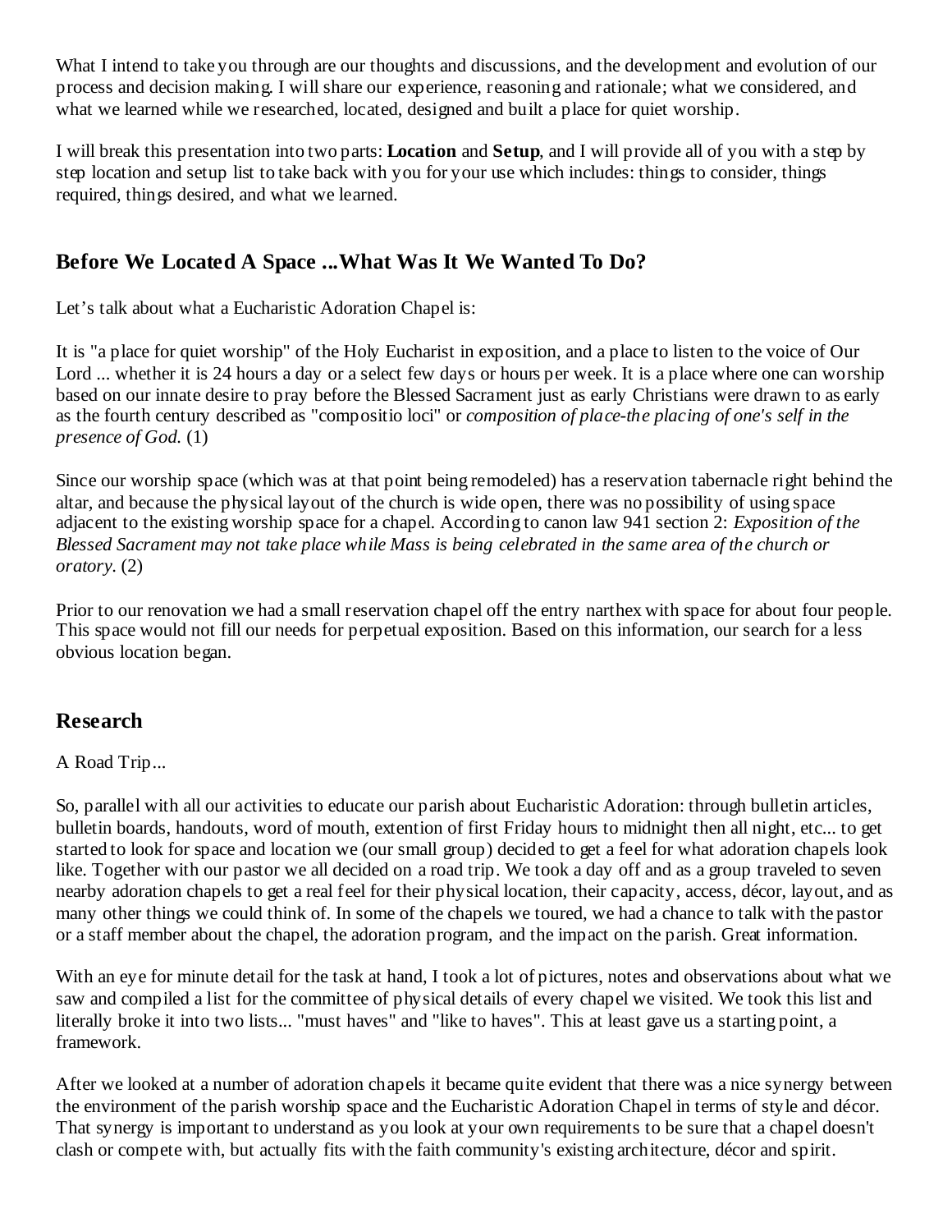What I intend to take you through are our thoughts and discussions, and the development and evolution of our process and decision making. I will share our experience, reasoning and rationale; what we considered, and what we learned while we researched, located, designed and built a place for quiet worship.

I will break this presentation into two parts: **Location** and **Setup**, and I will provide all of you with a step by step location and setup list to take back with you for your use which includes: things to consider, things required, things desired, and what we learned.

## Before We Located A Space ...What Was It We Wanted To Do?

Let's talk about what a Eucharistic Adoration Chapel is:

It is "a place for quiet worship" of the Holy Eucharist in exposition, and a place to listen to the voice of Our Lord ... whether it is 24 hours a day or a select few days or hours per week. It is a place where one can worship based on our innate desire to pray before the Blessed Sacrament just as early Christians were drawn to as early as the fourth century described as "compositio loci" or *composition of place-the placing of one's self in the presence of God.* (1)

Since our worship space (which was at that point being remodeled) has a reservation tabernacle right behind the altar, and because the physical layout of the church is wide open, there was no possibility of using space adjacent to the existing worship space for a chapel. According to canon law 941 section 2: *Exposition of the Blessed Sacrament may not take place while Mass is being celebrated in the same area of the church or oratory.* (2)

Prior to our renovation we had a small reservation chapel off the entry narthex with space for about four people. This space would not fill our needs for perpetual exposition. Based on this information, our search for a less obvious location began.

## Research

A Road Trip...

So, parallel with all our activities to educate our parish about Eucharistic Adoration: through bulletin articles, bulletin boards, handouts, word of mouth, extention of first Friday hours to midnight then all night, etc... to get started to look for space and location we (our small group) decided to get a feel for what adoration chapels look like. Together with our pastor we all decided on a road trip. We took a day off and as a group traveled to seven nearby adoration chapels to get a real feel for their physical location, their capacity, access, décor, layout, and as many other things we could think of. In some of the chapels we toured, we had a chance to talk with the pastor or a staff member about the chapel, the adoration program, and the impact on the parish. Great information.

With an eye for minute detail for the task at hand, I took a lot of pictures, notes and observations about what we saw and compiled a list for the committee of physical details of every chapel we visited. We took this list and literally broke it into two lists... "must haves" and "like to haves". This at least gave us a starting point, a framework.

After we looked at a number of adoration chapels it became quite evident that there was a nice synergy between the environment of the parish worship space and the Eucharistic Adoration Chapel in terms of style and décor. That synergy is important to understand as you look at your own requirements to be sure that a chapel doesn't clash or compete with, but actually fits with the faith community's existing architecture, décor and spirit.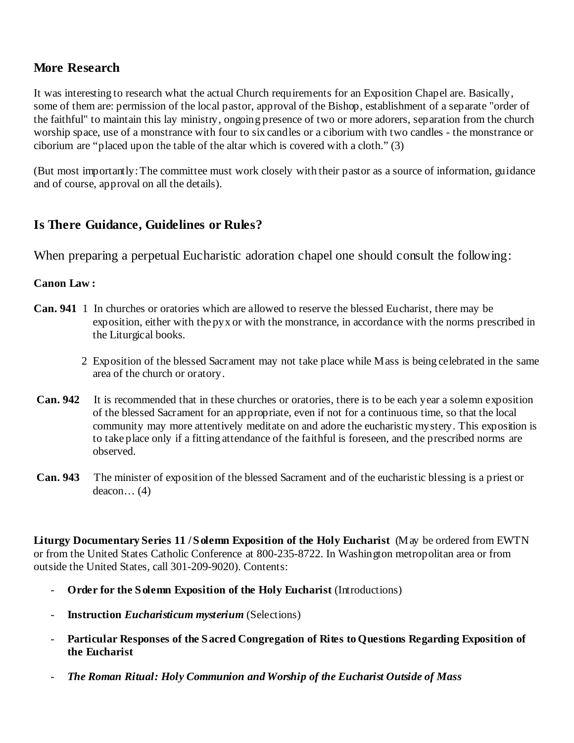## More Research

It was interesting to research what the actual Church requirements for an Exposition Chapel are. Basically, some of them are: permission of the local pastor, approval of the Bishop, establishment of a separate "order of the faithful" to maintain this lay ministry, ongoing presence of two or more adorers, separation from the church worship space, use of a monstrance with four to six candles or a ciborium with two candles - the monstrance or ciborium are "placed upon the table of the altar which is covered with a cloth." (3)

(But most importantly: The committee must work closely with their pastor as a source of information, guidance and of course, approval on all the details).

## Is There Guidance, Guidelines or Rules?

When preparing a perpetual Eucharistic adoration chapel one should consult the following:

**Canon Law:**

**Can. 941** 1 In churches or oratories which are allowed to reserve the blessed Eucharist, there may be exposition, either with the pyx or with the monstrance, in accordance with the norms prescribed in the Liturgical books.

2 Exposition of the blessed Sacrament may not take place while Mass is being celebrated in the same area of the church or oratory.

**Can. 942** It is recommended that in these churches or oratories, there is to be each year a solemn exposition of the blessed Sacrament for an appropriate, even if not for a continuous time, so that the local community may more attentively meditate on and adore the eucharistic mystery. This exposition is to take place only if a fitting attendance of the faithful is foreseen, and the prescribed norms are observed.

**Can. 943** The minister of exposition of the blessed Sacrament and of the eucharistic blessing is a priest or deacon… (4)

**Liturgy Documentary Series 11 / Solemn Exposition of the Holy Eucharist** (May be ordered from EWTN or from the United States Catholic Conference at 800-235-8722. In Washington metropolitan area or from outside the United States, call 301-209-9020). Contents:

- **Order for the Solemn Exposition of the Holy Eucharist** (Introductions)
- **Instruction *Eucharisticum mysterium*** (Selections)
- **Particular Responses of the Sacred Congregation of Rites to Questions Regarding Exposition of the Eucharist**
- ***The Roman Ritual: Holy Communion and Worship of the Eucharist Outside of Mass***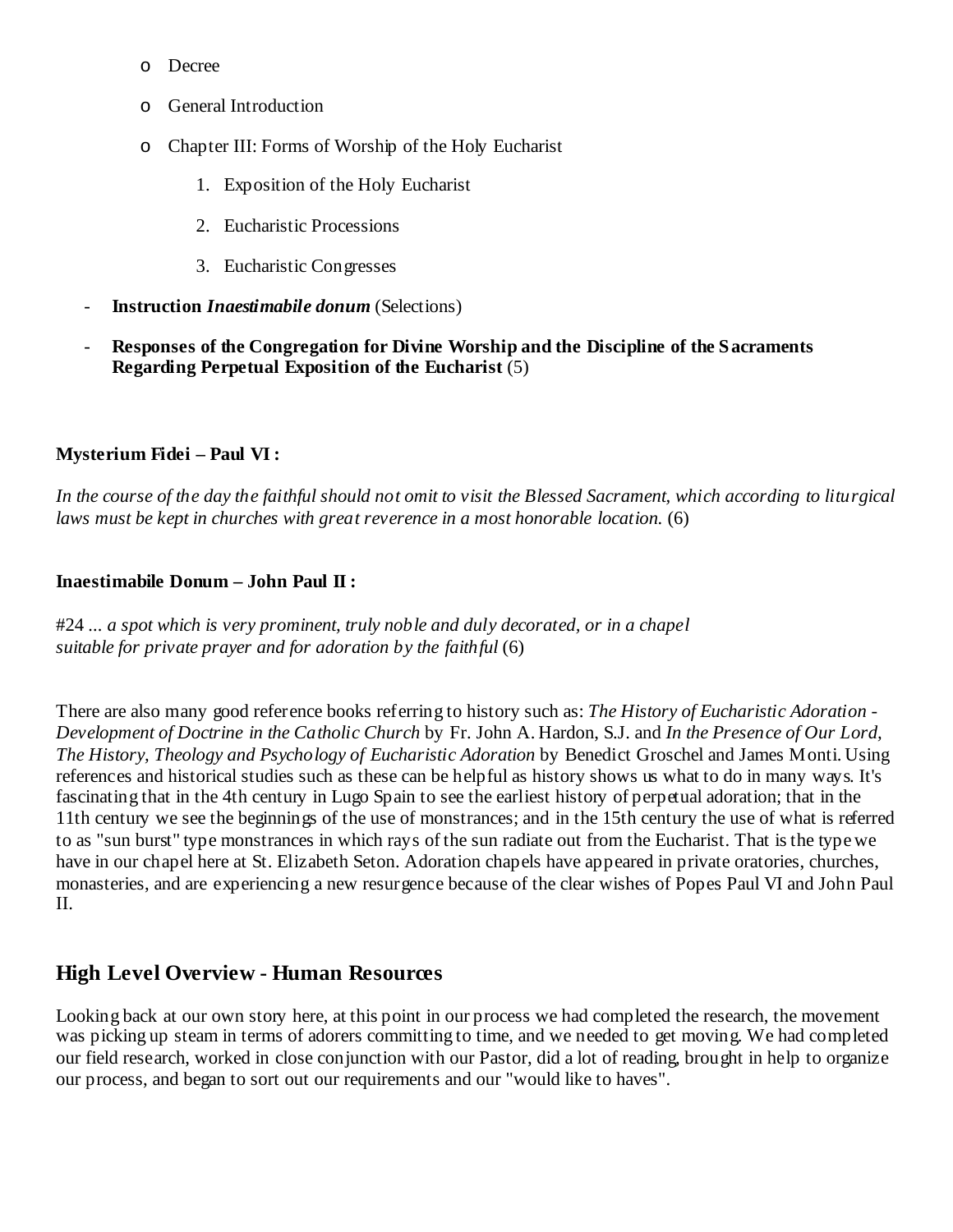- Decree
  - General Introduction
  - Chapter III: Forms of Worship of the Holy Eucharist
    1. Exposition of the Holy Eucharist
    2. Eucharistic Processions
    3. Eucharistic Congresses

- **Instruction *Inaestimabile donum*** (Selections)
- **Responses of the Congregation for Divine Worship and the Discipline of the Sacraments Regarding Perpetual Exposition of the Eucharist** (5)

**Mysterium Fidei – Paul VI :**

*In the course of the day the faithful should not omit to visit the Blessed Sacrament, which according to liturgical laws must be kept in churches with great reverence in a most honorable location.* (6)

**Inaestimabile Donum – John Paul II :**

#24 ... *a spot which is very prominent, truly noble and duly decorated, or in a chapel suitable for private prayer and for adoration by the faithful* (6)

There are also many good reference books referring to history such as: *The History of Eucharistic Adoration - Development of Doctrine in the Catholic Church* by Fr. John A. Hardon, S.J. and *In the Presence of Our Lord, The History, Theology and Psychology of Eucharistic Adoration* by Benedict Groschel and James Monti. Using references and historical studies such as these can be helpful as history shows us what to do in many ways. It's fascinating that in the 4th century in Lugo Spain to see the earliest history of perpetual adoration; that in the 11th century we see the beginnings of the use of monstrances; and in the 15th century the use of what is referred to as "sun burst" type monstrances in which rays of the sun radiate out from the Eucharist. That is the type we have in our chapel here at St. Elizabeth Seton. Adoration chapels have appeared in private oratories, churches, monasteries, and are experiencing a new resurgence because of the clear wishes of Popes Paul VI and John Paul II.

## High Level Overview - Human Resources

Looking back at our own story here, at this point in our process we had completed the research, the movement was picking up steam in terms of adorers committing to time, and we needed to get moving. We had completed our field research, worked in close conjunction with our Pastor, did a lot of reading, brought in help to organize our process, and began to sort out our requirements and our "would like to haves".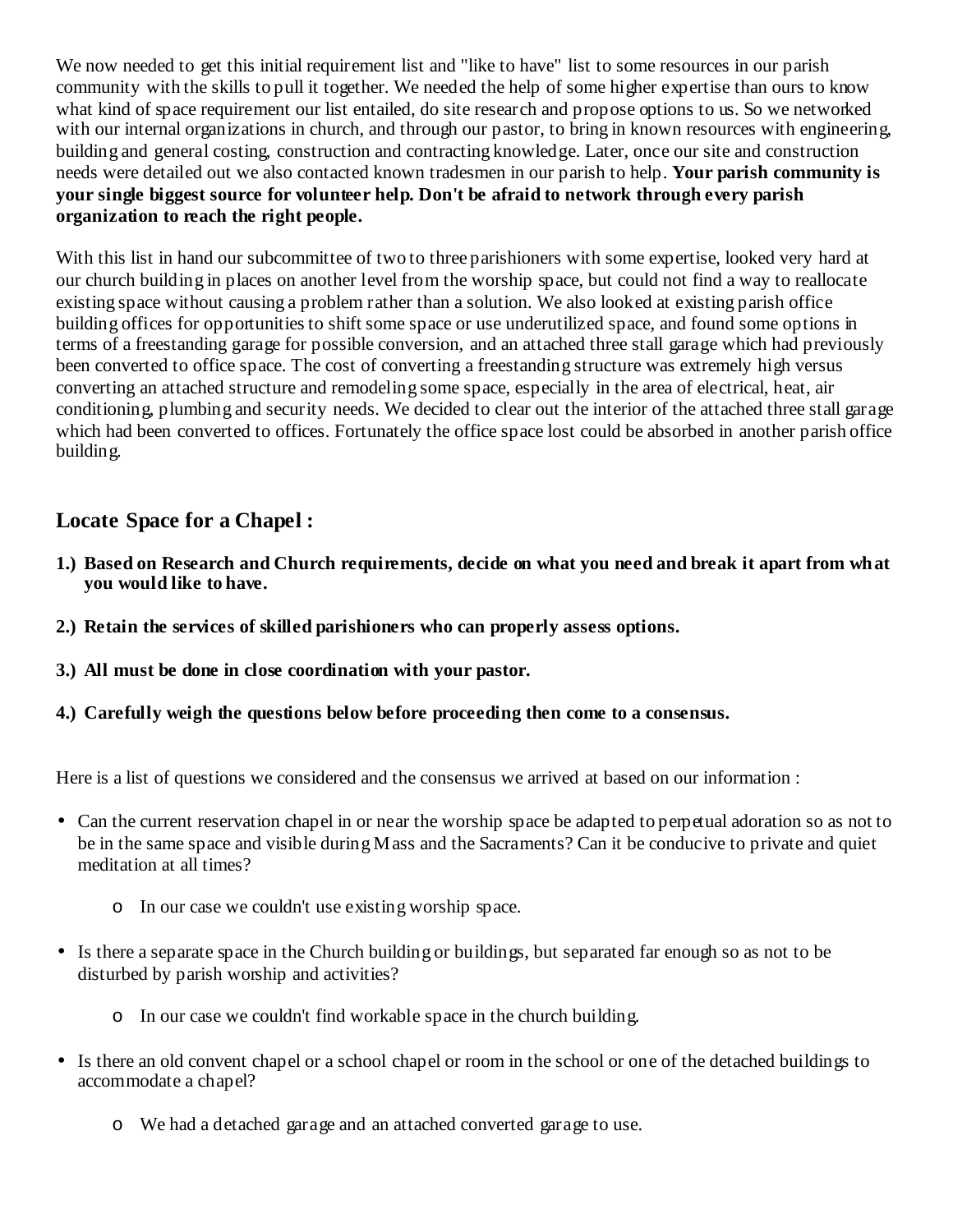We now needed to get this initial requirement list and "like to have" list to some resources in our parish community with the skills to pull it together. We needed the help of some higher expertise than ours to know what kind of space requirement our list entailed, do site research and propose options to us. So we networked with our internal organizations in church, and through our pastor, to bring in known resources with engineering, building and general costing, construction and contracting knowledge. Later, once our site and construction needs were detailed out we also contacted known tradesmen in our parish to help. **Your parish community is your single biggest source for volunteer help. Don't be afraid to network through every parish organization to reach the right people.**

With this list in hand our subcommittee of two to three parishioners with some expertise, looked very hard at our church building in places on another level from the worship space, but could not find a way to reallocate existing space without causing a problem rather than a solution. We also looked at existing parish office building offices for opportunities to shift some space or use underutilized space, and found some options in terms of a freestanding garage for possible conversion, and an attached three stall garage which had previously been converted to office space. The cost of converting a freestanding structure was extremely high versus converting an attached structure and remodeling some space, especially in the area of electrical, heat, air conditioning, plumbing and security needs. We decided to clear out the interior of the attached three stall garage which had been converted to offices. Fortunately the office space lost could be absorbed in another parish office building.

## Locate Space for a Chapel :

1.) **Based on Research and Church requirements, decide on what you need and break it apart from what you would like to have.**

2.) **Retain the services of skilled parishioners who can properly assess options.**

3.) **All must be done in close coordination with your pastor.**

4.) **Carefully weigh the questions below before proceeding then come to a consensus.**

Here is a list of questions we considered and the consensus we arrived at based on our information :

- Can the current reservation chapel in or near the worship space be adapted to perpetual adoration so as not to be in the same space and visible during Mass and the Sacraments? Can it be conducive to private and quiet meditation at all times?
  - In our case we couldn't use existing worship space.
- Is there a separate space in the Church building or buildings, but separated far enough so as not to be disturbed by parish worship and activities?
  - In our case we couldn't find workable space in the church building.
- Is there an old convent chapel or a school chapel or room in the school or one of the detached buildings to accommodate a chapel?
  - We had a detached garage and an attached converted garage to use.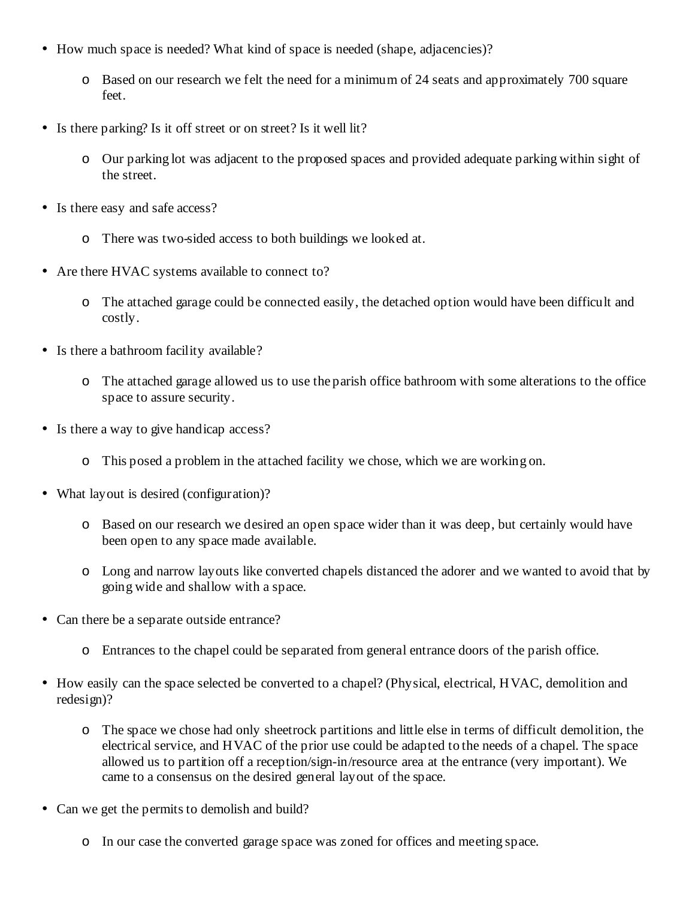- How much space is needed? What kind of space is needed (shape, adjacencies)?
  - Based on our research we felt the need for a minimum of 24 seats and approximately 700 square feet.
- Is there parking? Is it off street or on street? Is it well lit?
  - Our parking lot was adjacent to the proposed spaces and provided adequate parking within sight of the street.
- Is there easy and safe access?
  - There was two-sided access to both buildings we looked at.
- Are there HVAC systems available to connect to?
  - The attached garage could be connected easily, the detached option would have been difficult and costly.
- Is there a bathroom facility available?
  - The attached garage allowed us to use the parish office bathroom with some alterations to the office space to assure security.
- Is there a way to give handicap access?
  - This posed a problem in the attached facility we chose, which we are working on.
- What layout is desired (configuration)?
  - Based on our research we desired an open space wider than it was deep, but certainly would have been open to any space made available.
  - Long and narrow layouts like converted chapels distanced the adorer and we wanted to avoid that by going wide and shallow with a space.
- Can there be a separate outside entrance?
  - Entrances to the chapel could be separated from general entrance doors of the parish office.
- How easily can the space selected be converted to a chapel? (Physical, electrical, HVAC, demolition and redesign)?
  - The space we chose had only sheetrock partitions and little else in terms of difficult demolition, the electrical service, and HVAC of the prior use could be adapted to the needs of a chapel. The space allowed us to partition off a reception/sign-in/resource area at the entrance (very important). We came to a consensus on the desired general layout of the space.
- Can we get the permits to demolish and build?
  - In our case the converted garage space was zoned for offices and meeting space.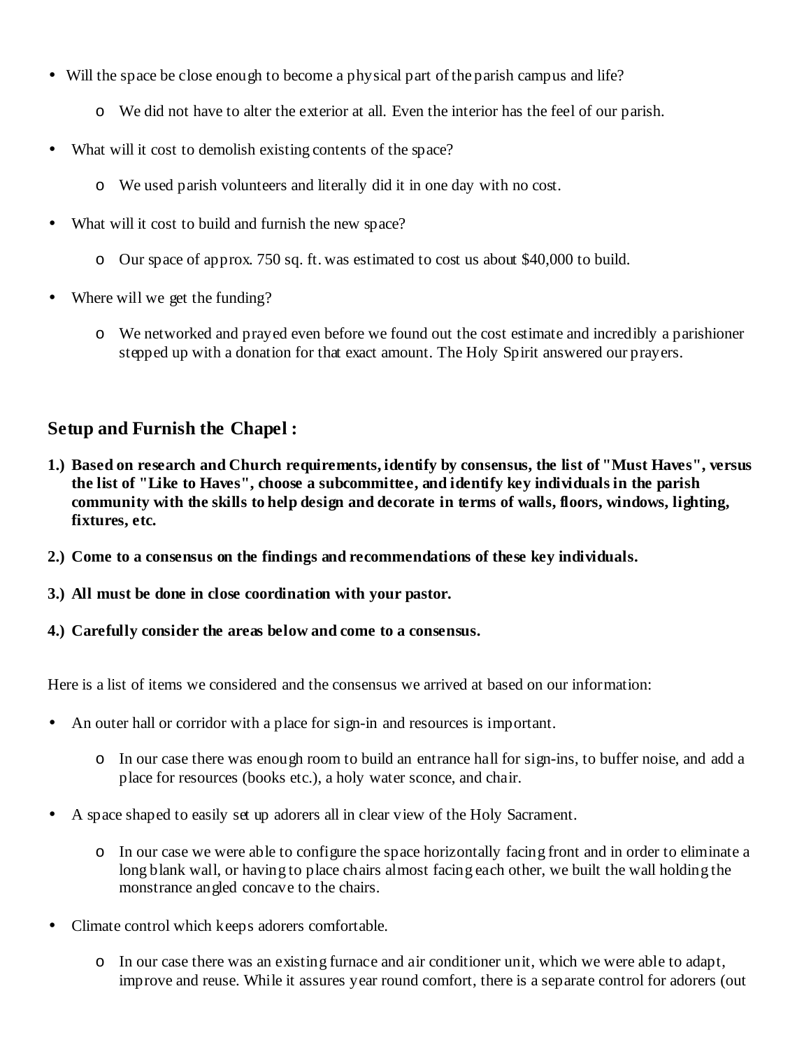- Will the space be close enough to become a physical part of the parish campus and life?
    - We did not have to alter the exterior at all. Even the interior has the feel of our parish.
- What will it cost to demolish existing contents of the space?
    - We used parish volunteers and literally did it in one day with no cost.
- What will it cost to build and furnish the new space?
    - Our space of approx. 750 sq. ft. was estimated to cost us about $40,000 to build.
- Where will we get the funding?
    - We networked and prayed even before we found out the cost estimate and incredibly a parishioner stepped up with a donation for that exact amount. The Holy Spirit answered our prayers.

## Setup and Furnish the Chapel :

**1.) Based on research and Church requirements, identify by consensus, the list of "Must Haves", versus the list of "Like to Haves", choose a subcommittee, and identify key individuals in the parish community with the skills to help design and decorate in terms of walls, floors, windows, lighting, fixtures, etc.**

**2.) Come to a consensus on the findings and recommendations of these key individuals.**

**3.) All must be done in close coordination with your pastor.**

**4.) Carefully consider the areas below and come to a consensus.**

Here is a list of items we considered and the consensus we arrived at based on our information:

- An outer hall or corridor with a place for sign-in and resources is important.
    - In our case there was enough room to build an entrance hall for sign-ins, to buffer noise, and add a place for resources (books etc.), a holy water sconce, and chair.
- A space shaped to easily set up adorers all in clear view of the Holy Sacrament.
    - In our case we were able to configure the space horizontally facing front and in order to eliminate a long blank wall, or having to place chairs almost facing each other, we built the wall holding the monstrance angled concave to the chairs.
- Climate control which keeps adorers comfortable.
    - In our case there was an existing furnace and air conditioner unit, which we were able to adapt, improve and reuse. While it assures year round comfort, there is a separate control for adorers (out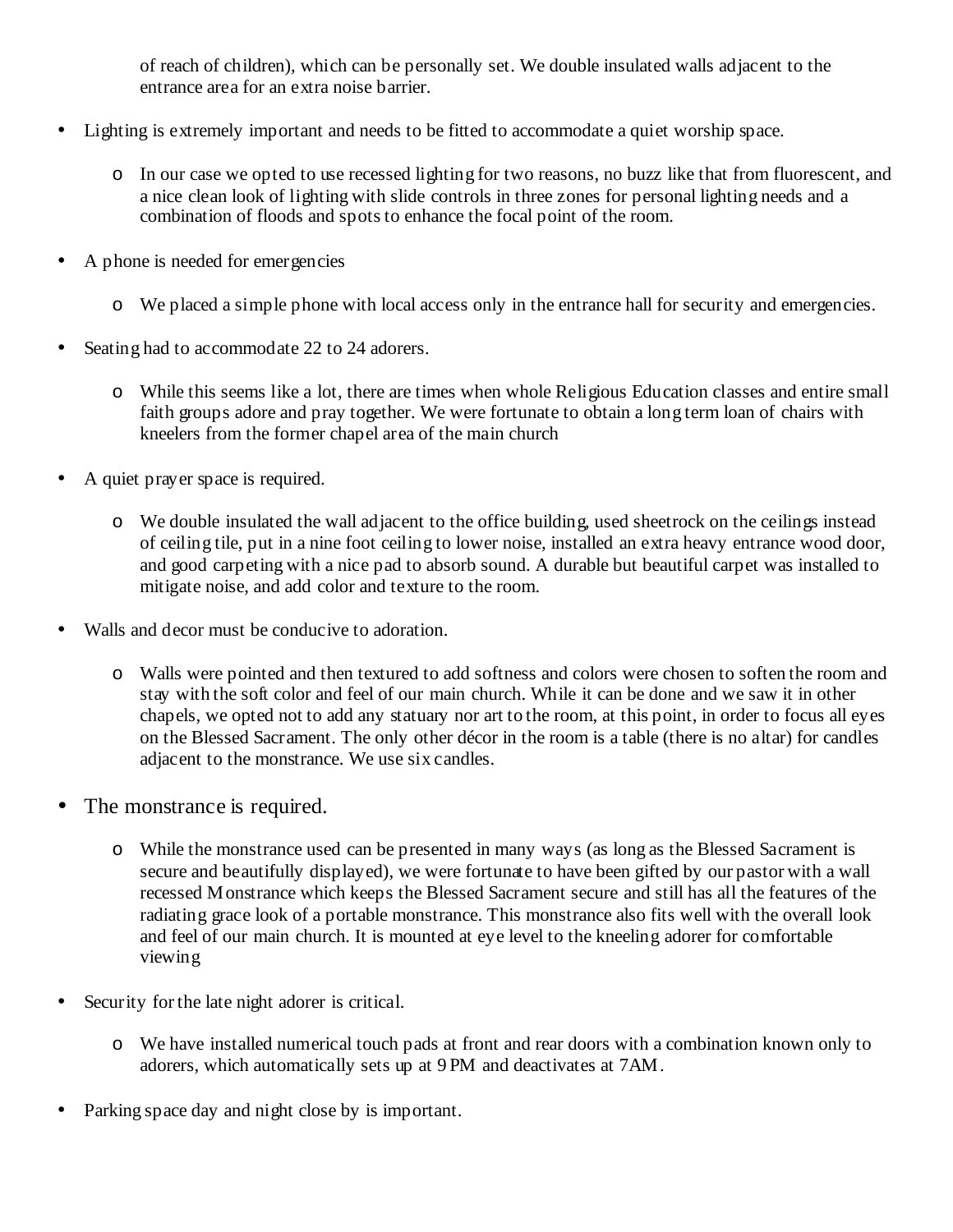of reach of children), which can be personally set. We double insulated walls adjacent to the entrance area for an extra noise barrier.

- Lighting is extremely important and needs to be fitted to accommodate a quiet worship space.
    - In our case we opted to use recessed lighting for two reasons, no buzz like that from fluorescent, and a nice clean look of lighting with slide controls in three zones for personal lighting needs and a combination of floods and spots to enhance the focal point of the room.
- A phone is needed for emergencies
    - We placed a simple phone with local access only in the entrance hall for security and emergencies.
- Seating had to accommodate 22 to 24 adorers.
    - While this seems like a lot, there are times when whole Religious Education classes and entire small faith groups adore and pray together. We were fortunate to obtain a long term loan of chairs with kneelers from the former chapel area of the main church
- A quiet prayer space is required.
    - We double insulated the wall adjacent to the office building, used sheetrock on the ceilings instead of ceiling tile, put in a nine foot ceiling to lower noise, installed an extra heavy entrance wood door, and good carpeting with a nice pad to absorb sound. A durable but beautiful carpet was installed to mitigate noise, and add color and texture to the room.
- Walls and decor must be conducive to adoration.
    - Walls were pointed and then textured to add softness and colors were chosen to soften the room and stay with the soft color and feel of our main church. While it can be done and we saw it in other chapels, we opted not to add any statuary nor art to the room, at this point, in order to focus all eyes on the Blessed Sacrament. The only other décor in the room is a table (there is no altar) for candles adjacent to the monstrance. We use six candles.
- The monstrance is required.
    - While the monstrance used can be presented in many ways (as long as the Blessed Sacrament is secure and beautifully displayed), we were fortunate to have been gifted by our pastor with a wall recessed Monstrance which keeps the Blessed Sacrament secure and still has all the features of the radiating grace look of a portable monstrance. This monstrance also fits well with the overall look and feel of our main church. It is mounted at eye level to the kneeling adorer for comfortable viewing
- Security for the late night adorer is critical.
    - We have installed numerical touch pads at front and rear doors with a combination known only to adorers, which automatically sets up at 9 PM and deactivates at 7AM.
- Parking space day and night close by is important.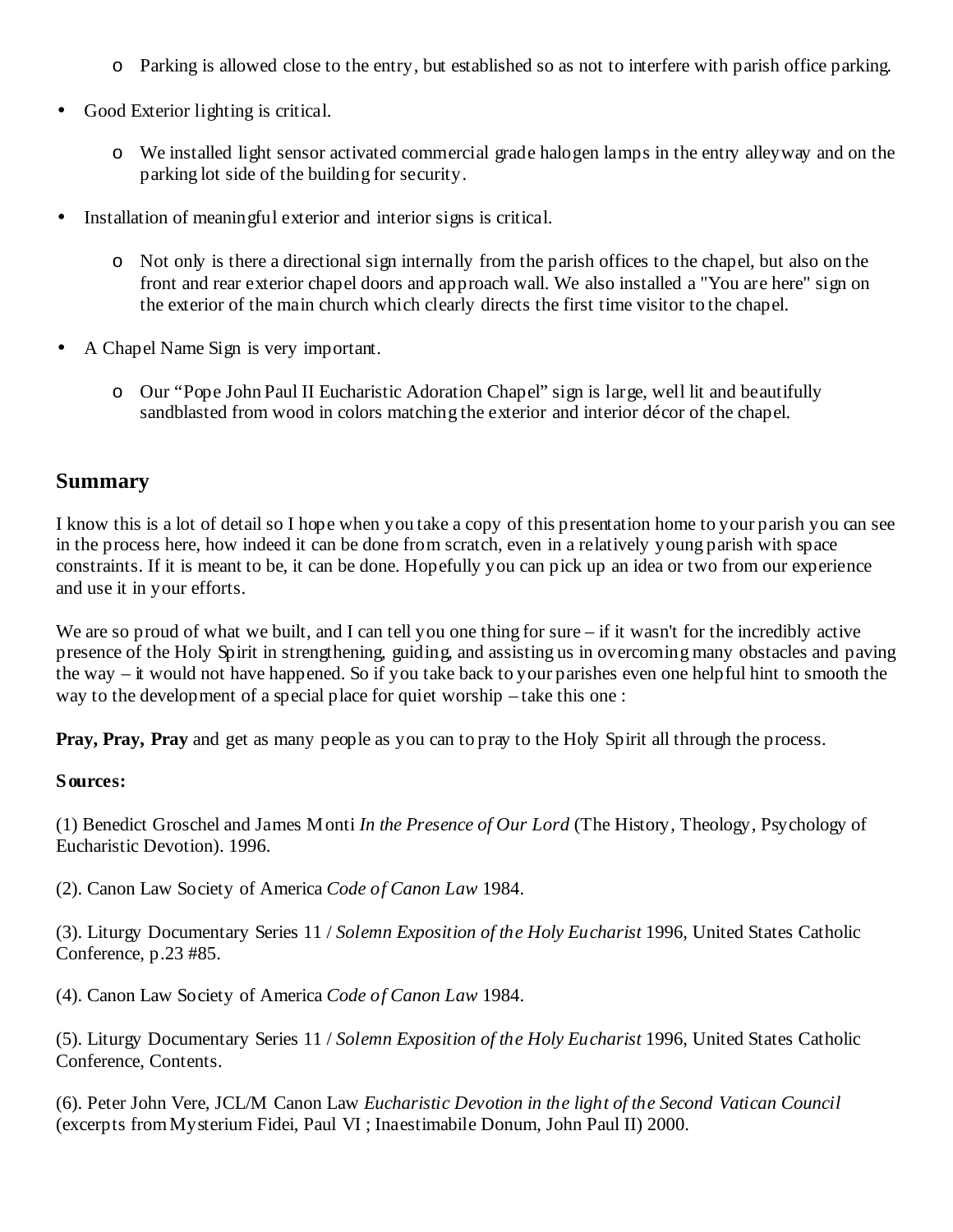- Parking is allowed close to the entry, but established so as not to interfere with parish office parking.

- Good Exterior lighting is critical.
  - We installed light sensor activated commercial grade halogen lamps in the entry alleyway and on the parking lot side of the building for security.

- Installation of meaningful exterior and interior signs is critical.
  - Not only is there a directional sign internally from the parish offices to the chapel, but also on the front and rear exterior chapel doors and approach wall. We also installed a "You are here" sign on the exterior of the main church which clearly directs the first time visitor to the chapel.

- A Chapel Name Sign is very important.
  - Our "Pope John Paul II Eucharistic Adoration Chapel" sign is large, well lit and beautifully sandblasted from wood in colors matching the exterior and interior décor of the chapel.

## Summary

I know this is a lot of detail so I hope when you take a copy of this presentation home to your parish you can see in the process here, how indeed it can be done from scratch, even in a relatively young parish with space constraints. If it is meant to be, it can be done. Hopefully you can pick up an idea or two from our experience and use it in your efforts.

We are so proud of what we built, and I can tell you one thing for sure – if it wasn't for the incredibly active presence of the Holy Spirit in strengthening, guiding, and assisting us in overcoming many obstacles and paving the way – it would not have happened. So if you take back to your parishes even one helpful hint to smooth the way to the development of a special place for quiet worship – take this one :

**Pray, Pray, Pray** and get as many people as you can to pray to the Holy Spirit all through the process.

**Sources:**

(1) Benedict Groschel and James Monti *In the Presence of Our Lord* (The History, Theology, Psychology of Eucharistic Devotion). 1996.

(2). Canon Law Society of America *Code of Canon Law* 1984.

(3). Liturgy Documentary Series 11 / *Solemn Exposition of the Holy Eucharist* 1996, United States Catholic Conference, p.23 #85.

(4). Canon Law Society of America *Code of Canon Law* 1984.

(5). Liturgy Documentary Series 11 / *Solemn Exposition of the Holy Eucharist* 1996, United States Catholic Conference, Contents.

(6). Peter John Vere, JCL/M Canon Law *Eucharistic Devotion in the light of the Second Vatican Council* (excerpts from Mysterium Fidei, Paul VI ; Inaestimabile Donum, John Paul II) 2000.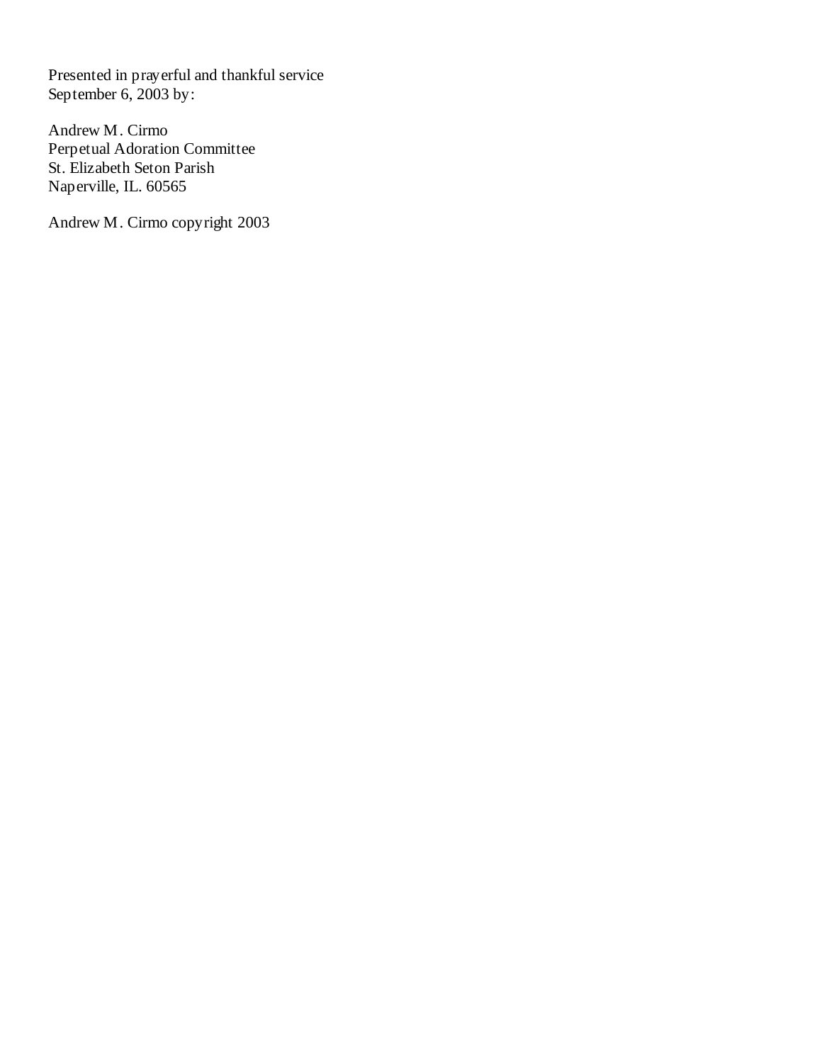Presented in prayerful and thankful service
September 6, 2003 by:

Andrew M. Cirmo
Perpetual Adoration Committee
St. Elizabeth Seton Parish
Naperville, IL. 60565

Andrew M. Cirmo copyright 2003